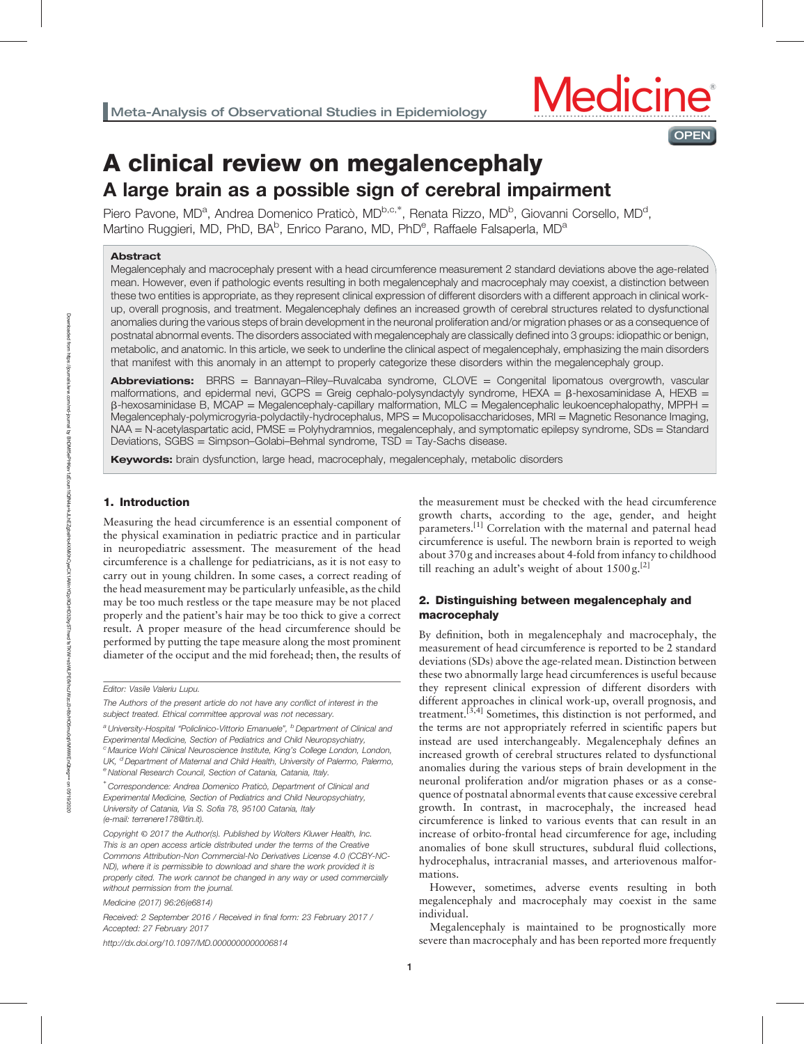Meta-Analysis of Observational Studies in Epidemiology

# A clinical review on megalencephaly

## A large brain as a possible sign of cerebral impairment

Piero Pavone, MD[a], Andrea Domenico Praticò, MD[b,c,*], Renata Rizzo, MD[b], Giovanni Corsello, MD[d], Martino Ruggieri, MD, PhD, BA[b], Enrico Parano, MD, PhD[e], Raffaele Falsaperla, MD[a]

### Abstract

Megalencephaly and macrocephaly present with a head circumference measurement 2 standard deviations above the age-related mean. However, even if pathologic events resulting in both megalencephaly and macrocephaly may coexist, a distinction between these two entities is appropriate, as they represent clinical expression of different disorders with a different approach in clinical work-up, overall prognosis, and treatment. Megalencephaly defines an increased growth of cerebral structures related to dysfunctional anomalies during the various steps of brain development in the neuronal proliferation and/or migration phases or as a consequence of postnatal abnormal events. The disorders associated with megalencephaly are classically defined into 3 groups: idiopathic or benign, metabolic, and anatomic. In this article, we seek to underline the clinical aspect of megalencephaly, emphasizing the main disorders that manifest with this anomaly in an attempt to properly categorize these disorders within the megalencephaly group.

**Abbreviations:** BRRS = Bannayan–Riley–Ruvalcaba syndrome, CLOVE = Congenital lipomatous overgrowth, vascular malformations, and epidermal nevi, GCPS = Greig cephalo-polysyndactyly syndrome, HEXA = β-hexosaminidase A, HEXB = β-hexosaminidase B, MCAP = Megalencephaly-capillary malformation, MLC = Megalencephalic leukoencephalopathy, MPPH = Megalencephaly-polymicrogyria-polydactily-hydrocephalus, MPS = Mucopolisaccharidoses, MRI = Magnetic Resonance Imaging, NAA = N-acetylaspartatic acid, PMSE = Polyhydramnios, megalencephaly, and symptomatic epilepsy syndrome, SDs = Standard Deviations, SGBS = Simpson–Golabi–Behmal syndrome, TSD = Tay-Sachs disease.

**Keywords:** brain dysfunction, large head, macrocephaly, megalencephaly, metabolic disorders

## 1. Introduction

Measuring the head circumference is an essential component of the physical examination in pediatric practice and in particular in neuropediatric assessment. The measurement of the head circumference is a challenge for pediatricians, as it is not easy to carry out in young children. In some cases, a correct reading of the head measurement may be particularly unfeasible, as the child may be too much restless or the tape measure may be not placed properly and the patient's hair may be too thick to give a correct result. A proper measure of the head circumference should be performed by putting the tape measure along the most prominent diameter of the occiput and the mid forehead; then, the results of the measurement must be checked with the head circumference growth charts, according to the age, gender, and height parameters.[1] Correlation with the maternal and paternal head circumference is useful. The newborn brain is reported to weigh about 370 g and increases about 4-fold from infancy to childhood till reaching an adult's weight of about 1500 g.[2]

## 2. Distinguishing between megalencephaly and macrocephaly

By definition, both in megalencephaly and macrocephaly, the measurement of head circumference is reported to be 2 standard deviations (SDs) above the age-related mean. Distinction between these two abnormally large head circumferences is useful because they represent clinical expression of different disorders with different approaches in clinical work-up, overall prognosis, and treatment.[3,4] Sometimes, this distinction is not performed, and the terms are not appropriately referred in scientific papers but instead are used interchangeably. Megalencephaly defines an increased growth of cerebral structures related to dysfunctional anomalies during the various steps of brain development in the neuronal proliferation and/or migration phases or as a consequence of postnatal abnormal events that cause excessive cerebral growth. In contrast, in macrocephaly, the increased head circumference is linked to various events that can result in an increase of orbito-frontal head circumference for age, including anomalies of bone skull structures, subdural fluid collections, hydrocephalus, intracranial masses, and arteriovenous malformations.

However, sometimes, adverse events resulting in both megalencephaly and macrocephaly may coexist in the same individual.

Megalencephaly is maintained to be prognostically more severe than macrocephaly and has been reported more frequently

---

Editor: Vasile Valeriu Lupu.

The Authors of the present article do not have any conflict of interest in the subject treated. Ethical committee approval was not necessary.

[a] University-Hospital "Policlinico-Vittorio Emanuele", [b] Department of Clinical and Experimental Medicine, Section of Pediatrics and Child Neuropsychiatry, [c] Maurice Wohl Clinical Neuroscience Institute, King's College London, London, UK, [d] Department of Maternal and Child Health, University of Palermo, Palermo, [e] National Research Council, Section of Catania, Catania, Italy.

[*] Correspondence: Andrea Domenico Praticò, Department of Clinical and Experimental Medicine, Section of Pediatrics and Child Neuropsychiatry, University of Catania, Via S. Sofia 78, 95100 Catania, Italy (e-mail: terrenere178@tin.it).

Copyright © 2017 the Author(s). Published by Wolters Kluwer Health, Inc. This is an open access article distributed under the terms of the Creative Commons Attribution-Non Commercial-No Derivatives License 4.0 (CCBY-NC-ND), where it is permissible to download and share the work provided it is properly cited. The work cannot be changed in any way or used commercially without permission from the journal.

Medicine (2017) 96:26(e6814)

Received: 2 September 2016 / Received in final form: 23 February 2017 / Accepted: 27 February 2017

http://dx.doi.org/10.1097/MD.0000000000006814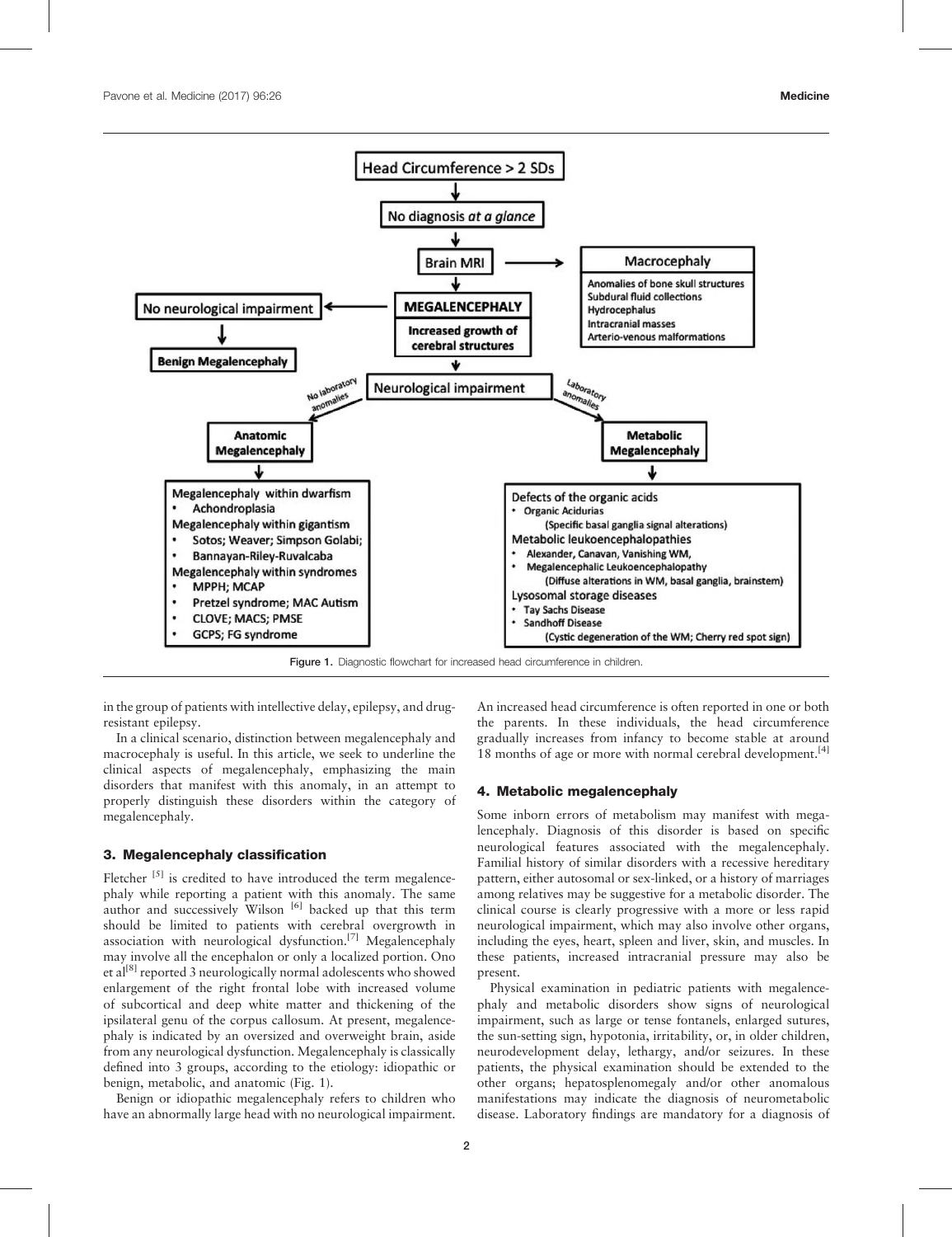Head Circumference > 2 SDs

↓

No diagnosis *at a glance*

↓

Brain MRI → **Macrocephaly**
- Anomalies of bone skull structures
- Subdural fluid collections
- Hydrocephalus
- Intracranial masses
- Arterio-venous malformations

↓

**MEGALENCEPHALY**

Increased growth of cerebral structures

- No neurological impairment → **Benign Megalencephaly**
- Neurological impairment
  - No laboratory anomalies → **Anatomic Megalencephaly**
    - Megalencephaly within dwarfism
      - Achondroplasia
    - Megalencephaly within gigantism
      - Sotos; Weaver; Simpson Golabi;
      - Bannayan-Riley-Ruvalcaba
    - Megalencephaly within syndromes
      - MPPH; MCAP
      - Pretzel syndrome; MAC Autism
      - CLOVE; MACS; PMSE
      - GCPS; FG syndrome
  - Laboratory anomalies → **Metabolic Megalencephaly**
    - Defects of the organic acids
      - Organic Acidurias (Specific basal ganglia signal alterations)
    - Metabolic leukoencephalopathies
      - Alexander, Canavan, Vanishing WM,
      - Megalencephalic Leukoencephalopathy (Diffuse alterations in WM, basal ganglia, brainstem)
    - Lysosomal storage diseases
      - Tay Sachs Disease
      - Sandhoff Disease (Cystic degeneration of the WM; Cherry red spot sign)

**Figure 1.** Diagnostic flowchart for increased head circumference in children.

in the group of patients with intellective delay, epilepsy, and drug-resistant epilepsy.

In a clinical scenario, distinction between megalencephaly and macrocephaly is useful. In this article, we seek to underline the clinical aspects of megalencephaly, emphasizing the main disorders that manifest with this anomaly, in an attempt to properly distinguish these disorders within the category of megalencephaly.

## 3. Megalencephaly classification

Fletcher [5] is credited to have introduced the term megalencephaly while reporting a patient with this anomaly. The same author and successively Wilson [6] backed up that this term should be limited to patients with cerebral overgrowth in association with neurological dysfunction.[7] Megalencephaly may involve all the encephalon or only a localized portion. Ono et al[8] reported 3 neurologically normal adolescents who showed enlargement of the right frontal lobe with increased volume of subcortical and deep white matter and thickening of the ipsilateral genu of the corpus callosum. At present, megalencephaly is indicated by an oversized and overweight brain, aside from any neurological dysfunction. Megalencephaly is classically defined into 3 groups, according to the etiology: idiopathic or benign, metabolic, and anatomic (Fig. 1).

Benign or idiopathic megalencephaly refers to children who have an abnormally large head with no neurological impairment. An increased head circumference is often reported in one or both the parents. In these individuals, the head circumference gradually increases from infancy to become stable at around 18 months of age or more with normal cerebral development.[4]

## 4. Metabolic megalencephaly

Some inborn errors of metabolism may manifest with megalencephaly. Diagnosis of this disorder is based on specific neurological features associated with the megalencephaly. Familial history of similar disorders with a recessive hereditary pattern, either autosomal or sex-linked, or a history of marriages among relatives may be suggestive for a metabolic disorder. The clinical course is clearly progressive with a more or less rapid neurological impairment, which may also involve other organs, including the eyes, heart, spleen and liver, skin, and muscles. In these patients, increased intracranial pressure may also be present.

Physical examination in pediatric patients with megalencephaly and metabolic disorders show signs of neurological impairment, such as large or tense fontanels, enlarged sutures, the sun-setting sign, hypotonia, irritability, or, in older children, neurodevelopment delay, lethargy, and/or seizures. In these patients, the physical examination should be extended to the other organs; hepatosplenomegaly and/or other anomalous manifestations may indicate the diagnosis of neurometabolic disease. Laboratory findings are mandatory for a diagnosis of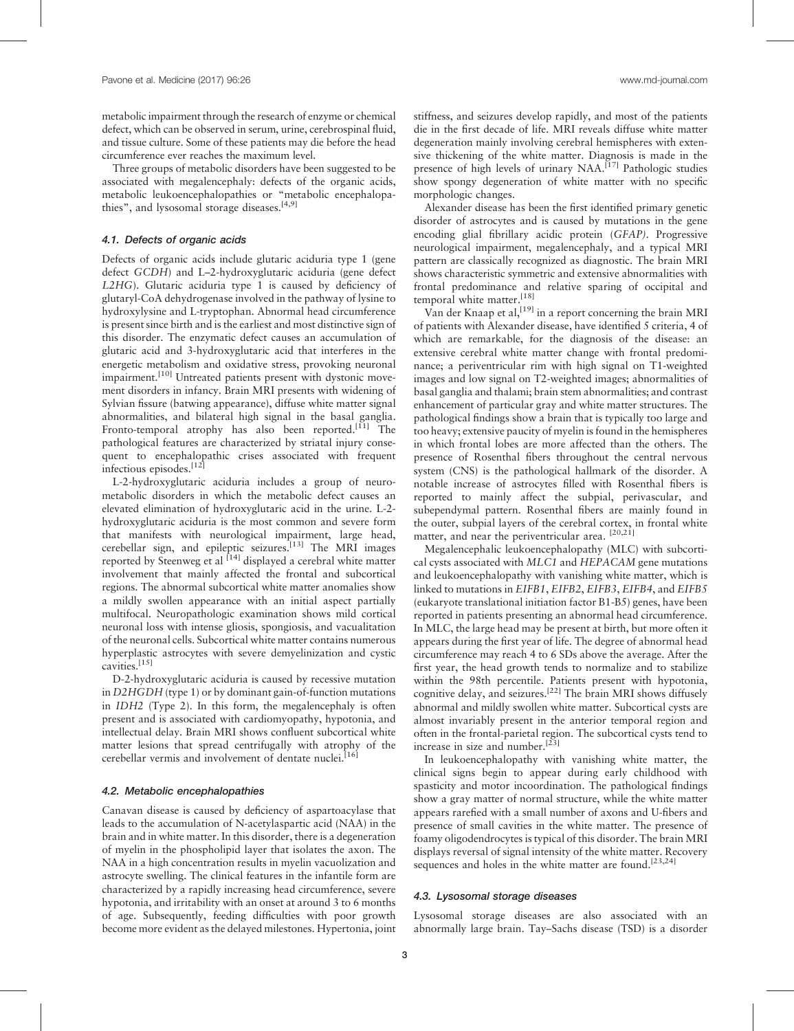metabolic impairment through the research of enzyme or chemical defect, which can be observed in serum, urine, cerebrospinal fluid, and tissue culture. Some of these patients may die before the head circumference ever reaches the maximum level.

Three groups of metabolic disorders have been suggested to be associated with megalencephaly: defects of the organic acids, metabolic leukoencephalopathies or "metabolic encephalopathies", and lysosomal storage diseases.[4,9]

### 4.1. Defects of organic acids

Defects of organic acids include glutaric aciduria type 1 (gene defect *GCDH*) and L–2-hydroxyglutaric aciduria (gene defect *L2HG*). Glutaric aciduria type 1 is caused by deficiency of glutaryl-CoA dehydrogenase involved in the pathway of lysine to hydroxylysine and L-tryptophan. Abnormal head circumference is present since birth and is the earliest and most distinctive sign of this disorder. The enzymatic defect causes an accumulation of glutaric acid and 3-hydroxyglutaric acid that interferes in the energetic metabolism and oxidative stress, provoking neuronal impairment.[10] Untreated patients present with dystonic movement disorders in infancy. Brain MRI presents with widening of Sylvian fissure (batwing appearance), diffuse white matter signal abnormalities, and bilateral high signal in the basal ganglia. Fronto-temporal atrophy has also been reported.[11] The pathological features are characterized by striatal injury consequent to encephalopathic crises associated with frequent infectious episodes.[12]

L-2-hydroxyglutaric aciduria includes a group of neurometabolic disorders in which the metabolic defect causes an elevated elimination of hydroxyglutaric acid in the urine. L-2-hydroxyglutaric aciduria is the most common and severe form that manifests with neurological impairment, large head, cerebellar sign, and epileptic seizures.[13] The MRI images reported by Steenweg et al [14] displayed a cerebral white matter involvement that mainly affected the frontal and subcortical regions. The abnormal subcortical white matter anomalies show a mildly swollen appearance with an initial aspect partially multifocal. Neuropathologic examination shows mild cortical neuronal loss with intense gliosis, spongiosis, and vacualitation of the neuronal cells. Subcortical white matter contains numerous hyperplastic astrocytes with severe demyelinization and cystic cavities.[15]

D-2-hydroxyglutaric aciduria is caused by recessive mutation in *D2HGDH* (type 1) or by dominant gain-of-function mutations in *IDH2* (Type 2). In this form, the megalencephaly is often present and is associated with cardiomyopathy, hypotonia, and intellectual delay. Brain MRI shows confluent subcortical white matter lesions that spread centrifugally with atrophy of the cerebellar vermis and involvement of dentate nuclei.[16]

### 4.2. Metabolic encephalopathies

Canavan disease is caused by deficiency of aspartoacylase that leads to the accumulation of N-acetylaspartic acid (NAA) in the brain and in white matter. In this disorder, there is a degeneration of myelin in the phospholipid layer that isolates the axon. The NAA in a high concentration results in myelin vacuolization and astrocyte swelling. The clinical features in the infantile form are characterized by a rapidly increasing head circumference, severe hypotonia, and irritability with an onset at around 3 to 6 months of age. Subsequently, feeding difficulties with poor growth become more evident as the delayed milestones. Hypertonia, joint stiffness, and seizures develop rapidly, and most of the patients die in the first decade of life. MRI reveals diffuse white matter degeneration mainly involving cerebral hemispheres with extensive thickening of the white matter. Diagnosis is made in the presence of high levels of urinary NAA.[17] Pathologic studies show spongy degeneration of white matter with no specific morphologic changes.

Alexander disease has been the first identified primary genetic disorder of astrocytes and is caused by mutations in the gene encoding glial fibrillary acidic protein (*GFAP*). Progressive neurological impairment, megalencephaly, and a typical MRI pattern are classically recognized as diagnostic. The brain MRI shows characteristic symmetric and extensive abnormalities with frontal predominance and relative sparing of occipital and temporal white matter.[18]

Van der Knaap et al,[19] in a report concerning the brain MRI of patients with Alexander disease, have identified 5 criteria, 4 of which are remarkable, for the diagnosis of the disease: an extensive cerebral white matter change with frontal predominance; a periventricular rim with high signal on T1-weighted images and low signal on T2-weighted images; abnormalities of basal ganglia and thalami; brain stem abnormalities; and contrast enhancement of particular gray and white matter structures. The pathological findings show a brain that is typically too large and too heavy; extensive paucity of myelin is found in the hemispheres in which frontal lobes are more affected than the others. The presence of Rosenthal fibers throughout the central nervous system (CNS) is the pathological hallmark of the disorder. A notable increase of astrocytes filled with Rosenthal fibers is reported to mainly affect the subpial, perivascular, and subependymal pattern. Rosenthal fibers are mainly found in the outer, subpial layers of the cerebral cortex, in frontal white matter, and near the periventricular area. [20,21]

Megalencephalic leukoencephalopathy (MLC) with subcortical cysts associated with *MLC1* and *HEPACAM* gene mutations and leukoencephalopathy with vanishing white matter, which is linked to mutations in *EIFB1*, *EIFB2*, *EIFB3*, *EIFB4*, and *EIFB5* (eukaryote translational initiation factor B1-B5) genes, have been reported in patients presenting an abnormal head circumference. In MLC, the large head may be present at birth, but more often it appears during the first year of life. The degree of abnormal head circumference may reach 4 to 6 SDs above the average. After the first year, the head growth tends to normalize and to stabilize within the 98th percentile. Patients present with hypotonia, cognitive delay, and seizures.[22] The brain MRI shows diffusely abnormal and mildly swollen white matter. Subcortical cysts are almost invariably present in the anterior temporal region and often in the frontal-parietal region. The subcortical cysts tend to increase in size and number.[23]

In leukoencephalopathy with vanishing white matter, the clinical signs begin to appear during early childhood with spasticity and motor incoordination. The pathological findings show a gray matter of normal structure, while the white matter appears rarefied with a small number of axons and U-fibers and presence of small cavities in the white matter. The presence of foamy oligodendrocytes is typical of this disorder. The brain MRI displays reversal of signal intensity of the white matter. Recovery sequences and holes in the white matter are found.[23,24]

### 4.3. Lysosomal storage diseases

Lysosomal storage diseases are also associated with an abnormally large brain. Tay–Sachs disease (TSD) is a disorder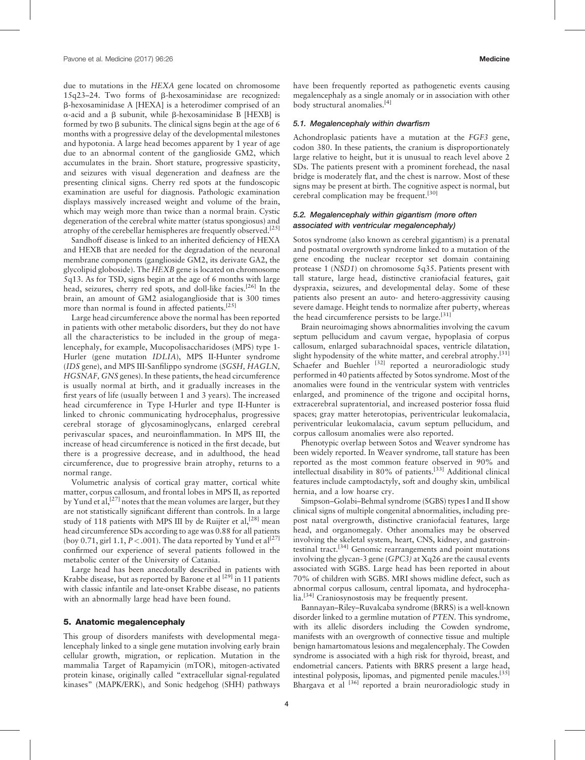due to mutations in the *HEXA* gene located on chromosome 15q23–24. Two forms of β-hexosaminidase are recognized: β-hexosaminidase A [HEXA] is a heterodimer comprised of an α-acid and a β subunit, while β-hexosaminidase B [HEXB] is formed by two β subunits. The clinical signs begin at the age of 6 months with a progressive delay of the developmental milestones and hypotonia. A large head becomes apparent by 1 year of age due to an abnormal content of the ganglioside GM2, which accumulates in the brain. Short stature, progressive spasticity, and seizures with visual degeneration and deafness are the presenting clinical signs. Cherry red spots at the fundoscopic examination are useful for diagnosis. Pathologic examination displays massively increased weight and volume of the brain, which may weigh more than twice than a normal brain. Cystic degeneration of the cerebral white matter (status spongiosus) and atrophy of the cerebellar hemispheres are frequently observed.[25]

Sandhoff disease is linked to an inherited deficiency of HEXA and HEXB that are needed for the degradation of the neuronal membrane components (ganglioside GM2, its derivate GA2, the glycolipid globoside). The *HEXB* gene is located on chromosome 5q13. As for TSD, signs begin at the age of 6 months with large head, seizures, cherry red spots, and doll-like facies.[26] In the brain, an amount of GM2 asialoganglioside that is 300 times more than normal is found in affected patients.[25]

Large head circumference above the normal has been reported in patients with other metabolic disorders, but they do not have all the characteristics to be included in the group of megalencephaly, for example, Mucopolisaccharidoses (MPS) type 1-Hurler (gene mutation *IDLIA*), MPS II-Hunter syndrome (*IDS* gene), and MPS III-Sanfilippo syndrome (*SGSH, HAGLN, HGSNAF, GNS* genes). In these patients, the head circumference is usually normal at birth, and it gradually increases in the first years of life (usually between 1 and 3 years). The increased head circumference in Type I-Hurler and type II-Hunter is linked to chronic communicating hydrocephalus, progressive cerebral storage of glycosaminoglycans, enlarged cerebral perivascular spaces, and neuroinflammation. In MPS III, the increase of head circumference is noticed in the first decade, but there is a progressive decrease, and in adulthood, the head circumference, due to progressive brain atrophy, returns to a normal range.

Volumetric analysis of cortical gray matter, cortical white matter, corpus callosum, and frontal lobes in MPS II, as reported by Yund et al,[27] notes that the mean volumes are larger, but they are not statistically significant different than controls. In a large study of 118 patients with MPS III by de Ruijter et al,[28] mean head circumference SDs according to age was 0.88 for all patients (boy 0.71, girl 1.1, $P<.001$). The data reported by Yund et al[27] confirmed our experience of several patients followed in the metabolic center of the University of Catania.

Large head has been anecdotally described in patients with Krabbe disease, but as reported by Barone et al [29] in 11 patients with classic infantile and late-onset Krabbe disease, no patients with an abnormally large head have been found.

## 5. Anatomic megalencephaly

This group of disorders manifests with developmental megalencephaly linked to a single gene mutation involving early brain cellular growth, migration, or replication. Mutation in the mammalia Target of Rapamyicin (mTOR), mitogen-activated protein kinase, originally called "extracellular signal-regulated kinases" (MAPK/ERK), and Sonic hedgehog (SHH) pathways have been frequently reported as pathogenetic events causing megalencephaly as a single anomaly or in association with other body structural anomalies.[4]

### 5.1. Megalencephaly within dwarfism

Achondroplasic patients have a mutation at the *FGF3* gene, codon 380. In these patients, the cranium is disproportionately large relative to height, but it is unusual to reach level above 2 SDs. The patients present with a prominent forehead, the nasal bridge is moderately flat, and the chest is narrow. Most of these signs may be present at birth. The cognitive aspect is normal, but cerebral complication may be frequent.[30]

### 5.2. Megalencephaly within gigantism (more often associated with ventricular megalencephaly)

Sotos syndrome (also known as cerebral gigantism) is a prenatal and postnatal overgrowth syndrome linked to a mutation of the gene encoding the nuclear receptor set domain containing protease 1 (*NSD1*) on chromosome 5q35. Patients present with tall stature, large head, distinctive craniofacial features, gait dyspraxia, seizures, and developmental delay. Some of these patients also present an auto- and hetero-aggressivity causing severe damage. Height tends to normalize after puberty, whereas the head circumference persists to be large.[31]

Brain neuroimaging shows abnormalities involving the cavum septum pellucidum and cavum vergae, hypoplasia of corpus callosum, enlarged subarachnoidal spaces, ventricle dilatation, slight hypodensity of the white matter, and cerebral atrophy.[31] Schaefer and Buehler [32] reported a neuroradiologic study performed in 40 patients affected by Sotos syndrome. Most of the anomalies were found in the ventricular system with ventricles enlarged, and prominence of the trigone and occipital horns, extracerebral supratentorial, and increased posterior fossa fluid spaces; gray matter heterotopias, periventricular leukomalacia, periventricular leukomalacia, cavum septum pellucidum, and corpus callosum anomalies were also reported.

Phenotypic overlap between Sotos and Weaver syndrome has been widely reported. In Weaver syndrome, tall stature has been reported as the most common feature observed in 90% and intellectual disability in 80% of patients.[33] Additional clinical features include camptodactyly, soft and doughy skin, umbilical hernia, and a low hoarse cry.

Simpson–Golabi–Behmal syndrome (SGBS) types I and II show clinical signs of multiple congenital abnormalities, including pre-post natal overgrowth, distinctive craniofacial features, large head, and organomegaly. Other anomalies may be observed involving the skeletal system, heart, CNS, kidney, and gastrointestinal tract.[34] Genomic rearrangements and point mutations involving the glycan-3 gene (*GPC3*) at Xq26 are the causal events associated with SGBS. Large head has been reported in about 70% of children with SGBS. MRI shows midline defect, such as abnormal corpus callosum, central lipomata, and hydrocephalia.[34] Craniosynostosis may be frequently present.

Bannayan–Riley–Ruvalcaba syndrome (BRRS) is a well-known disorder linked to a germline mutation of *PTEN*. This syndrome, with its allelic disorders including the Cowden syndrome, manifests with an overgrowth of connective tissue and multiple benign hamartomatous lesions and megalencephaly. The Cowden syndrome is associated with a high risk for thyroid, breast, and endometrial cancers. Patients with BRRS present a large head, intestinal polyposis, lipomas, and pigmented penile macules.[35] Bhargava et al [36] reported a brain neuroradiologic study in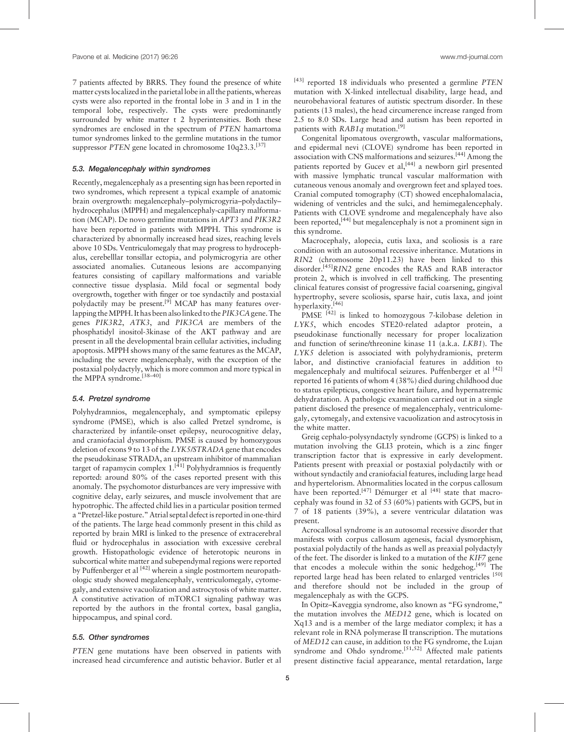7 patients affected by BRRS. They found the presence of white matter cysts localized in the parietal lobe in all the patients, whereas cysts were also reported in the frontal lobe in 3 and in 1 in the temporal lobe, respectively. The cysts were predominantly surrounded by white matter t 2 hyperintensities. Both these syndromes are enclosed in the spectrum of *PTEN* hamartoma tumor syndromes linked to the germline mutations in the tumor suppressor *PTEN* gene located in chromosome 10q23.3.[37]

### 5.3. Megalencephaly within syndromes

Recently, megalencephaly as a presenting sign has been reported in two syndromes, which represent a typical example of anatomic brain overgrowth: megalencephaly–polymicrogyria–polydactily–hydrocephalus (MPPH) and megalencephaly-capillary malformation (MCAP). De novo germline mutations in *APT3* and *PIK3R2* have been reported in patients with MPPH. This syndrome is characterized by abnormally increased head sizes, reaching levels above 10 SDs. Ventriculomegaly that may progress to hydrocephalus, cerebelllar tonsillar ectopia, and polymicrogyria are other associated anomalies. Cutaneous lesions are accompanying features consisting of capillary malformations and variable connective tissue dysplasia. Mild focal or segmental body overgrowth, together with finger or toe syndactily and postaxial polydactily may be present.[9] MCAP has many features overlapping the MPPH. It has been also linked to the *PIK3CA* gene. The genes *PIK3R2*, *ATK3*, and *PIK3CA* are members of the phosphatidyl inositol-3kinase of the AKT pathway and are present in all the developmental brain cellular activities, including apoptosis. MPPH shows many of the same features as the MCAP, including the severe megalencephaly, with the exception of the postaxial polydactyly, which is more common and more typical in the MPPA syndrome.[38–40]

### 5.4. Pretzel syndrome

Polyhydramnios, megalencephaly, and symptomatic epilepsy syndrome (PMSE), which is also called Pretzel syndrome, is characterized by infantile-onset epilepsy, neurocognitive delay, and craniofacial dysmorphism. PMSE is caused by homozygous deletion of exons 9 to 13 of the *LYK5/STRADA* gene that encodes the pseudokinase STRADA, an upstream inhibitor of mammalian target of rapamycin complex 1.[41] Polyhydramnios is frequently reported: around 80% of the cases reported present with this anomaly. The psychomotor disturbances are very impressive with cognitive delay, early seizures, and muscle involvement that are hypotrophic. The affected child lies in a particular position termed a "Pretzel-like posture." Atrial septal defect is reported in one-third of the patients. The large head commonly present in this child as reported by brain MRI is linked to the presence of extracerebral fluid or hydrocephalus in association with excessive cerebral growth. Histopathologic evidence of heterotopic neurons in subcortical white matter and subependymal regions were reported by Puffenberger et al [42] wherein a single postmortem neuropathologic study showed megalencephaly, ventriculomegaly, cytomegaly, and extensive vacuolization and astrocytosis of white matter. A constitutive activation of mTORC1 signaling pathway was reported by the authors in the frontal cortex, basal ganglia, hippocampus, and spinal cord.

### 5.5. Other syndromes

*PTEN* gene mutations have been observed in patients with increased head circumference and autistic behavior. Butler et al [43] reported 18 individuals who presented a germline *PTEN* mutation with X-linked intellectual disability, large head, and neurobehavioral features of autistic spectrum disorder. In these patients (13 males), the head circumerence increase ranged from 2.5 to 8.0 SDs. Large head and autism has been reported in patients with *RAB1q* mutation.[9]

Congenital lipomatous overgrowth, vascular malformations, and epidermal nevi (CLOVE) syndrome has been reported in association with CNS malformations and seizures.[44] Among the patients reported by Gucev et al,[44] a newborn girl presented with massive lymphatic truncal vascular malformation with cutaneous venous anomaly and overgrown feet and splayed toes. Cranial computed tomography (CT) showed encephalomalacia, widening of ventricles and the sulci, and hemimegalencephaly. Patients with CLOVE syndrome and megalencephaly have also been reported,[44] but megalencephaly is not a prominent sign in this syndrome.

Macrocephaly, alopecia, cutis laxa, and scoliosis is a rare condition with an autosomal recessive inheritance. Mutations in *RIN2* (chromosome 20p11.23) have been linked to this disorder.[45] *RIN2* gene encodes the RAS and RAB interactor protein 2, which is involved in cell trafficking. The presenting clinical features consist of progressive facial coarsening, gingival hypertrophy, severe scoliosis, sparse hair, cutis laxa, and joint hyperlaxity.[46]

PMSE [42] is linked to homozygous 7-kilobase deletion in *LYK5*, which encodes STE20-related adaptor protein, a pseudokinase functionally necessary for proper localization and function of serine/threonine kinase 11 (a.k.a. *LKB1*). The *LYK5* deletion is associated with polyhydramionis, preterm labor, and distinctive craniofacial features in addition to megalencephaly and multifocal seizures. Puffenberger et al [42] reported 16 patients of whom 4 (38%) died during childhood due to status epilepticus, congestive heart failure, and hypernatremic dehydratation. A pathologic examination carried out in a single patient disclosed the presence of megalencephaly, ventriculomegaly, cytomegaly, and extensive vacuolization and astrocytosis in the white matter.

Greig cephalo-polysyndactyly syndrome (GCPS) is linked to a mutation involving the GLI3 protein, which is a zinc finger transcription factor that is expressive in early development. Patients present with preaxial or postaxial polydactily with or without syndactily and craniofacial features, including large head and hypertelorism. Abnormalities located in the corpus callosum have been reported.[47] Démurger et al [48] state that macrocephaly was found in 32 of 53 (60%) patients with GCPS, but in 7 of 18 patients (39%), a severe ventricular dilatation was present.

Acrocallosal syndrome is an autosomal recessive disorder that manifests with corpus callosum agenesis, facial dysmorphism, postaxial polydactily of the hands as well as preaxial polydactyly of the feet. The disorder is linked to a mutation of the *KIF7* gene that encodes a molecule within the sonic hedgehog.[49] The reported large head has been related to enlarged ventricles [50] and therefore should not be included in the group of megalencephaly as with the GCPS.

In Opitz–Kaveggia syndrome, also known as "FG syndrome," the mutation involves the *MED12* gene, which is located on Xq13 and is a member of the large mediator complex; it has a relevant role in RNA polymerase II transcription. The mutations of *MED12* can cause, in addition to the FG syndrome, the Lujan syndrome and Ohdo syndrome.[51,52] Affected male patients present distinctive facial appearance, mental retardation, large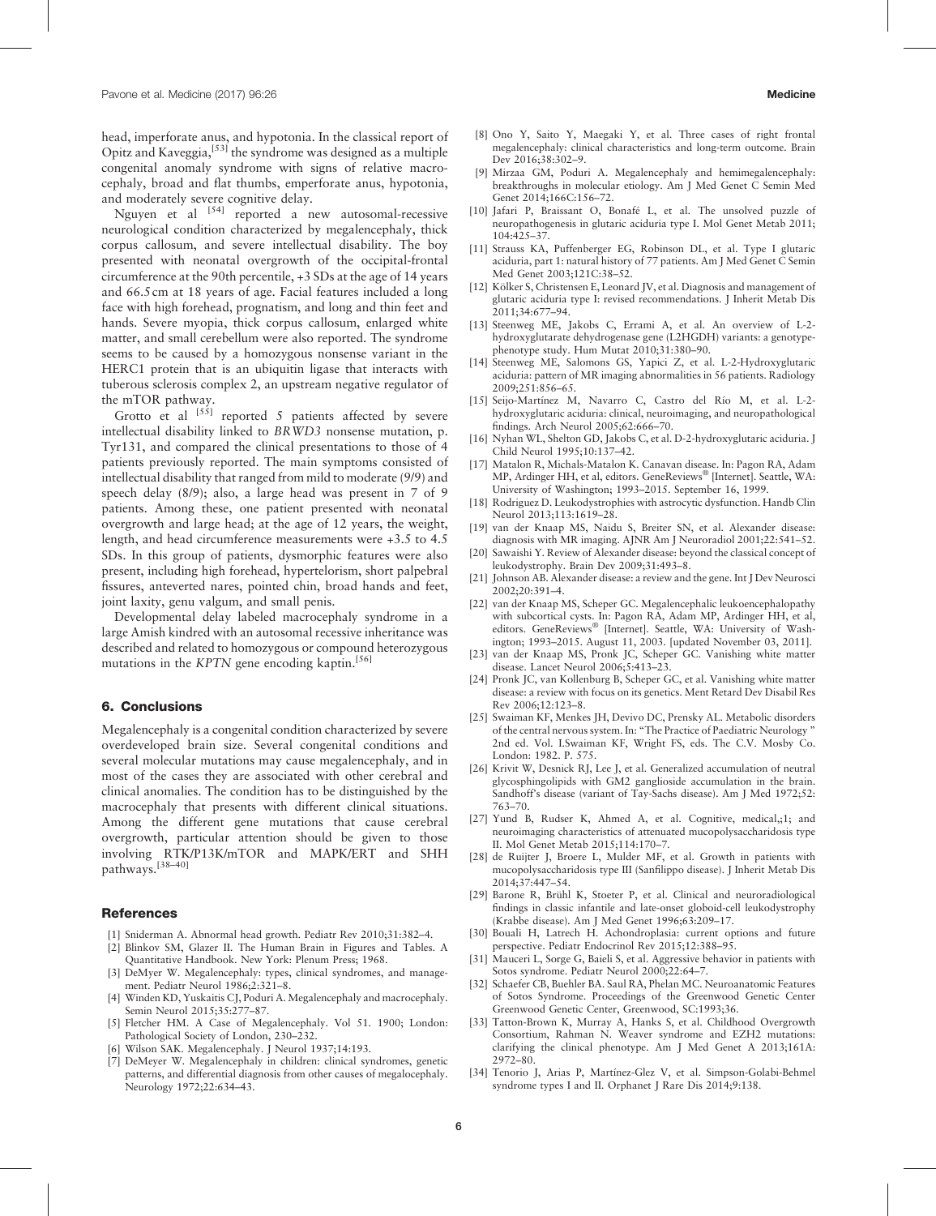head, imperforate anus, and hypotonia. In the classical report of Opitz and Kaveggia,[53] the syndrome was designed as a multiple congenital anomaly syndrome with signs of relative macrocephaly, broad and flat thumbs, emperforate anus, hypotonia, and moderately severe cognitive delay.

Nguyen et al [54] reported a new autosomal-recessive neurological condition characterized by megalencephaly, thick corpus callosum, and severe intellectual disability. The boy presented with neonatal overgrowth of the occipital-frontal circumference at the 90th percentile, +3 SDs at the age of 14 years and 66.5 cm at 18 years of age. Facial features included a long face with high forehead, prognatism, and long and thin feet and hands. Severe myopia, thick corpus callosum, enlarged white matter, and small cerebellum were also reported. The syndrome seems to be caused by a homozygous nonsense variant in the HERC1 protein that is an ubiquitin ligase that interacts with tuberous sclerosis complex 2, an upstream negative regulator of the mTOR pathway.

Grotto et al [55] reported 5 patients affected by severe intellectual disability linked to *BRWD3* nonsense mutation, p. Tyr131, and compared the clinical presentations to those of 4 patients previously reported. The main symptoms consisted of intellectual disability that ranged from mild to moderate (9/9) and speech delay (8/9); also, a large head was present in 7 of 9 patients. Among these, one patient presented with neonatal overgrowth and large head; at the age of 12 years, the weight, length, and head circumference measurements were +3.5 to 4.5 SDs. In this group of patients, dysmorphic features were also present, including high forehead, hypertelorism, short palpebral fissures, anteverted nares, pointed chin, broad hands and feet, joint laxity, genu valgum, and small penis.

Developmental delay labeled macrocephaly syndrome in a large Amish kindred with an autosomal recessive inheritance was described and related to homozygous or compound heterozygous mutations in the *KPTN* gene encoding kaptin.[56]

## 6. Conclusions

Megalencephaly is a congenital condition characterized by severe overdeveloped brain size. Several congenital conditions and several molecular mutations may cause megalencephaly, and in most of the cases they are associated with other cerebral and clinical anomalies. The condition has to be distinguished by the macrocephaly that presents with different clinical situations. Among the different gene mutations that cause cerebral overgrowth, particular attention should be given to those involving RTK/P13K/mTOR and MAPK/ERT and SHH pathways.[38–40]

## References

[1] Sniderman A. Abnormal head growth. Pediatr Rev 2010;31:382–4.

[2] Blinkov SM, Glazer II. The Human Brain in Figures and Tables. A Quantitative Handbook. New York: Plenum Press; 1968.

[3] DeMyer W. Megalencephaly: types, clinical syndromes, and management. Pediatr Neurol 1986;2:321–8.

[4] Winden KD, Yuskaitis CJ, Poduri A. Megalencephaly and macrocephaly. Semin Neurol 2015;35:277–87.

[5] Fletcher HM. A Case of Megalencephaly. Vol 51. 1900; London: Pathological Society of London, 230–232.

[6] Wilson SAK. Megalencephaly. J Neurol 1937;14:193.

[7] DeMeyer W. Megalencephaly in children: clinical syndromes, genetic patterns, and differential diagnosis from other causes of megalocephaly. Neurology 1972;22:634–43.

[8] Ono Y, Saito Y, Maegaki Y, et al. Three cases of right frontal megalencephaly: clinical characteristics and long-term outcome. Brain Dev 2016;38:302–9.

[9] Mirzaa GM, Poduri A. Megalencephaly and hemimegalencephaly: breakthroughs in molecular etiology. Am J Med Genet C Semin Med Genet 2014;166C:156–72.

[10] Jafari P, Braissant O, Bonafé L, et al. The unsolved puzzle of neuropathogenesis in glutaric aciduria type I. Mol Genet Metab 2011; 104:425–37.

[11] Strauss KA, Puffenberger EG, Robinson DL, et al. Type I glutaric aciduria, part 1: natural history of 77 patients. Am J Med Genet C Semin Med Genet 2003;121C:38–52.

[12] Kölker S, Christensen E, Leonard JV, et al. Diagnosis and management of glutaric aciduria type I: revised recommendations. J Inherit Metab Dis 2011;34:677–94.

[13] Steenweg ME, Jakobs C, Errami A, et al. An overview of L-2-hydroxyglutarate dehydrogenase gene (L2HGDH) variants: a genotype-phenotype study. Hum Mutat 2010;31:380–90.

[14] Steenweg ME, Salomons GS, Yapici Z, et al. L-2-Hydroxyglutaric aciduria: pattern of MR imaging abnormalities in 56 patients. Radiology 2009;251:856–65.

[15] Seijo-Martínez M, Navarro C, Castro del Río M, et al. L-2-hydroxyglutaric aciduria: clinical, neuroimaging, and neuropathological findings. Arch Neurol 2005;62:666–70.

[16] Nyhan WL, Shelton GD, Jakobs C, et al. D-2-hydroxyglutaric aciduria. J Child Neurol 1995;10:137–42.

[17] Matalon R, Michals-Matalon K. Canavan disease. In: Pagon RA, Adam MP, Ardinger HH, et al, editors. GeneReviews® [Internet]. Seattle, WA: University of Washington; 1993–2015. September 16, 1999.

[18] Rodriguez D. Leukodystrophies with astrocytic dysfunction. Handb Clin Neurol 2013;113:1619–28.

[19] van der Knaap MS, Naidu S, Breiter SN, et al. Alexander disease: diagnosis with MR imaging. AJNR Am J Neuroradiol 2001;22:541–52.

[20] Sawaishi Y. Review of Alexander disease: beyond the classical concept of leukodystrophy. Brain Dev 2009;31:493–8.

[21] Johnson AB. Alexander disease: a review and the gene. Int J Dev Neurosci 2002;20:391–4.

[22] van der Knaap MS, Scheper GC. Megalencephalic leukoencephalopathy with subcortical cysts. In: Pagon RA, Adam MP, Ardinger HH, et al, editors. GeneReviews® [Internet]. Seattle, WA: University of Washington; 1993–2015. August 11, 2003. [updated November 03, 2011].

[23] van der Knaap MS, Pronk JC, Scheper GC. Vanishing white matter disease. Lancet Neurol 2006;5:413–23.

[24] Pronk JC, van Kollenburg B, Scheper GC, et al. Vanishing white matter disease: a review with focus on its genetics. Ment Retard Dev Disabil Res Rev 2006;12:123–8.

[25] Swaiman KF, Menkes JH, Devivo DC, Prensky AL. Metabolic disorders of the central nervous system. In: "The Practice of Paediatric Neurology " 2nd ed. Vol. I.Swaiman KF, Wright FS, eds. The C.V. Mosby Co. London: 1982. P. 575.

[26] Krivit W, Desnick RJ, Lee J, et al. Generalized accumulation of neutral glycosphingolipids with GM2 ganglioside accumulation in the brain. Sandhoff's disease (variant of Tay-Sachs disease). Am J Med 1972;52: 763–70.

[27] Yund B, Rudser K, Ahmed A, et al. Cognitive, medical,;1; and neuroimaging characteristics of attenuated mucopolysaccharidosis type II. Mol Genet Metab 2015;114:170–7.

[28] de Ruijter J, Broere L, Mulder MF, et al. Growth in patients with mucopolysaccharidosis type III (Sanfilippo disease). J Inherit Metab Dis 2014;37:447–54.

[29] Barone R, Brühl K, Stoeter P, et al. Clinical and neuroradiological findings in classic infantile and late-onset globoid-cell leukodystrophy (Krabbe disease). Am J Med Genet 1996;63:209–17.

[30] Bouali H, Latrech H. Achondroplasia: current options and future perspective. Pediatr Endocrinol Rev 2015;12:388–95.

[31] Mauceri L, Sorge G, Baieli S, et al. Aggressive behavior in patients with Sotos syndrome. Pediatr Neurol 2000;22:64–7.

[32] Schaefer CB, Buehler BA. Saul RA, Phelan MC. Neuroanatomic Features of Sotos Syndrome. Proceedings of the Greenwood Genetic Center Greenwood Genetic Center, Greenwood, SC:1993;36.

[33] Tatton-Brown K, Murray A, Hanks S, et al. Childhood Overgrowth Consortium, Rahman N. Weaver syndrome and EZH2 mutations: clarifying the clinical phenotype. Am J Med Genet A 2013;161A: 2972–80.

[34] Tenorio J, Arias P, Martínez-Glez V, et al. Simpson-Golabi-Behmel syndrome types I and II. Orphanet J Rare Dis 2014;9:138.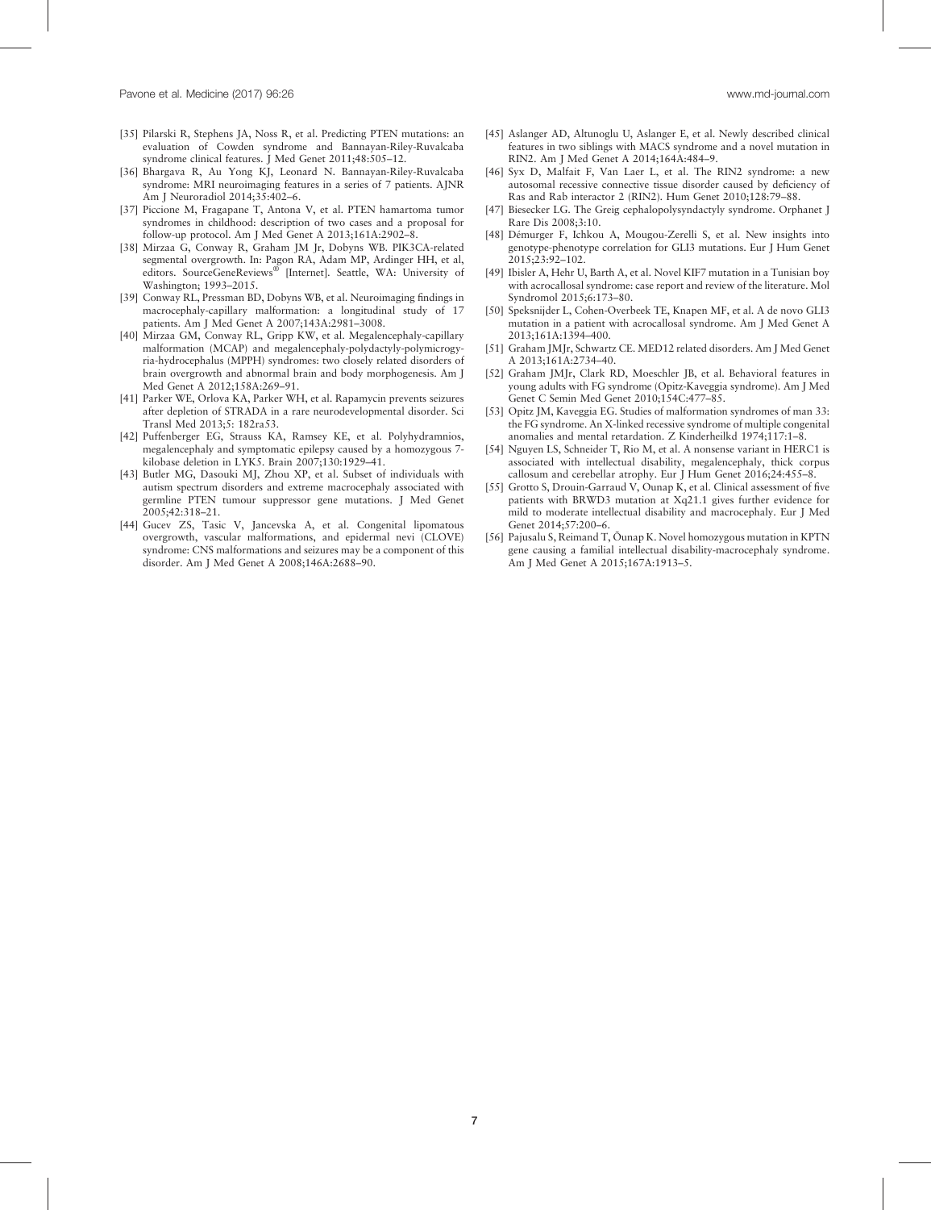[35] Pilarski R, Stephens JA, Noss R, et al. Predicting PTEN mutations: an evaluation of Cowden syndrome and Bannayan-Riley-Ruvalcaba syndrome clinical features. J Med Genet 2011;48:505–12.

[36] Bhargava R, Au Yong KJ, Leonard N. Bannayan-Riley-Ruvalcaba syndrome: MRI neuroimaging features in a series of 7 patients. AJNR Am J Neuroradiol 2014;35:402–6.

[37] Piccione M, Fragapane T, Antona V, et al. PTEN hamartoma tumor syndromes in childhood: description of two cases and a proposal for follow-up protocol. Am J Med Genet A 2013;161A:2902–8.

[38] Mirzaa G, Conway R, Graham JM Jr, Dobyns WB. PIK3CA-related segmental overgrowth. In: Pagon RA, Adam MP, Ardinger HH, et al, editors. SourceGeneReviews® [Internet]. Seattle, WA: University of Washington; 1993–2015.

[39] Conway RL, Pressman BD, Dobyns WB, et al. Neuroimaging findings in macrocephaly-capillary malformation: a longitudinal study of 17 patients. Am J Med Genet A 2007;143A:2981–3008.

[40] Mirzaa GM, Conway RL, Gripp KW, et al. Megalencephaly-capillary malformation (MCAP) and megalencephaly-polydactyly-polymicrogyria-hydrocephalus (MPPH) syndromes: two closely related disorders of brain overgrowth and abnormal brain and body morphogenesis. Am J Med Genet A 2012;158A:269–91.

[41] Parker WE, Orlova KA, Parker WH, et al. Rapamycin prevents seizures after depletion of STRADA in a rare neurodevelopmental disorder. Sci Transl Med 2013;5: 182ra53.

[42] Puffenberger EG, Strauss KA, Ramsey KE, et al. Polyhydramnios, megalencephaly and symptomatic epilepsy caused by a homozygous 7-kilobase deletion in LYK5. Brain 2007;130:1929–41.

[43] Butler MG, Dasouki MJ, Zhou XP, et al. Subset of individuals with autism spectrum disorders and extreme macrocephaly associated with germline PTEN tumour suppressor gene mutations. J Med Genet 2005;42:318–21.

[44] Gucev ZS, Tasic V, Jancevska A, et al. Congenital lipomatous overgrowth, vascular malformations, and epidermal nevi (CLOVE) syndrome: CNS malformations and seizures may be a component of this disorder. Am J Med Genet A 2008;146A:2688–90.

[45] Aslanger AD, Altunoglu U, Aslanger E, et al. Newly described clinical features in two siblings with MACS syndrome and a novel mutation in RIN2. Am J Med Genet A 2014;164A:484–9.

[46] Syx D, Malfait F, Van Laer L, et al. The RIN2 syndrome: a new autosomal recessive connective tissue disorder caused by deficiency of Ras and Rab interactor 2 (RIN2). Hum Genet 2010;128:79–88.

[47] Biesecker LG. The Greig cephalopolysyndactyly syndrome. Orphanet J Rare Dis 2008;3:10.

[48] Démurger F, Ichkou A, Mougou-Zerelli S, et al. New insights into genotype-phenotype correlation for GLI3 mutations. Eur J Hum Genet 2015;23:92–102.

[49] Ibisler A, Hehr U, Barth A, et al. Novel KIF7 mutation in a Tunisian boy with acrocallosal syndrome: case report and review of the literature. Mol Syndromol 2015;6:173–80.

[50] Speksnijder L, Cohen-Overbeek TE, Knapen MF, et al. A de novo GLI3 mutation in a patient with acrocallosal syndrome. Am J Med Genet A 2013;161A:1394–400.

[51] Graham JMJr, Schwartz CE. MED12 related disorders. Am J Med Genet A 2013;161A:2734–40.

[52] Graham JMJr, Clark RD, Moeschler JB, et al. Behavioral features in young adults with FG syndrome (Opitz-Kaveggia syndrome). Am J Med Genet C Semin Med Genet 2010;154C:477–85.

[53] Opitz JM, Kaveggia EG. Studies of malformation syndromes of man 33: the FG syndrome. An X-linked recessive syndrome of multiple congenital anomalies and mental retardation. Z Kinderheilkd 1974;117:1–8.

[54] Nguyen LS, Schneider T, Rio M, et al. A nonsense variant in HERC1 is associated with intellectual disability, megalencephaly, thick corpus callosum and cerebellar atrophy. Eur J Hum Genet 2016;24:455–8.

[55] Grotto S, Drouin-Garraud V, Ounap K, et al. Clinical assessment of five patients with BRWD3 mutation at Xq21.1 gives further evidence for mild to moderate intellectual disability and macrocephaly. Eur J Med Genet 2014;57:200–6.

[56] Pajusalu S, Reimand T, Õunap K. Novel homozygous mutation in KPTN gene causing a familial intellectual disability-macrocephaly syndrome. Am J Med Genet A 2015;167A:1913–5.